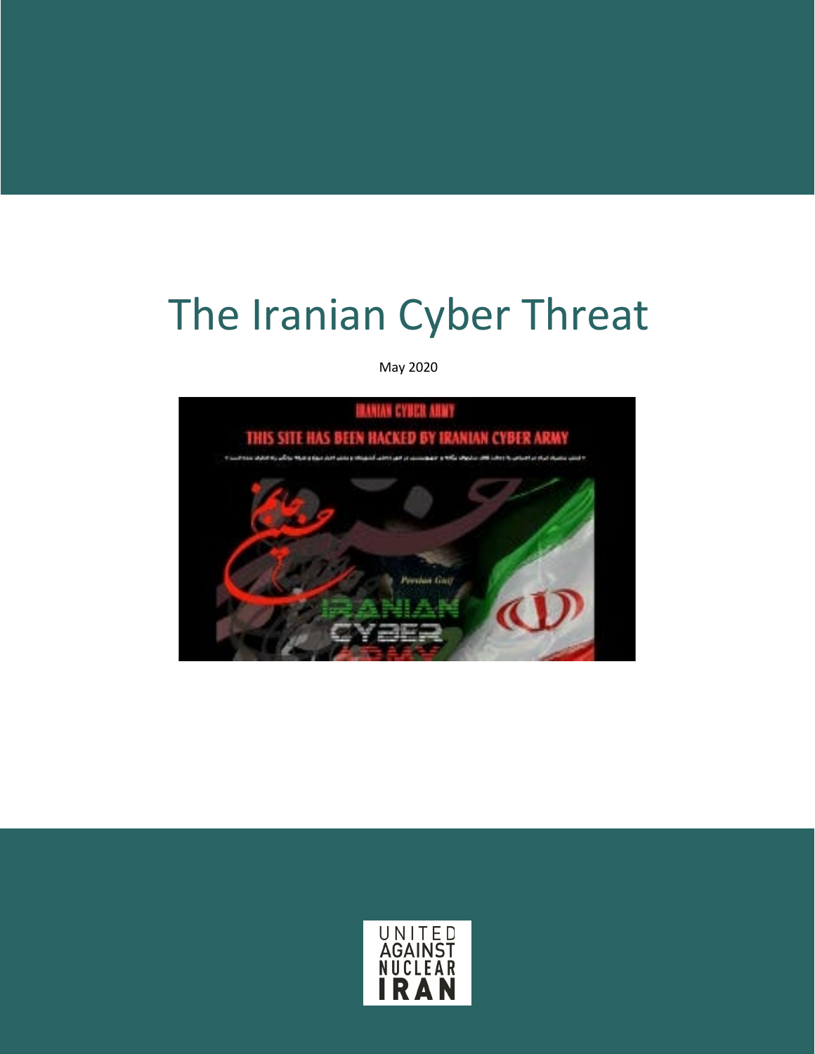# The Iranian Cyber Threat

May 2020

UNITED AGAINST NUCLEAR IRAN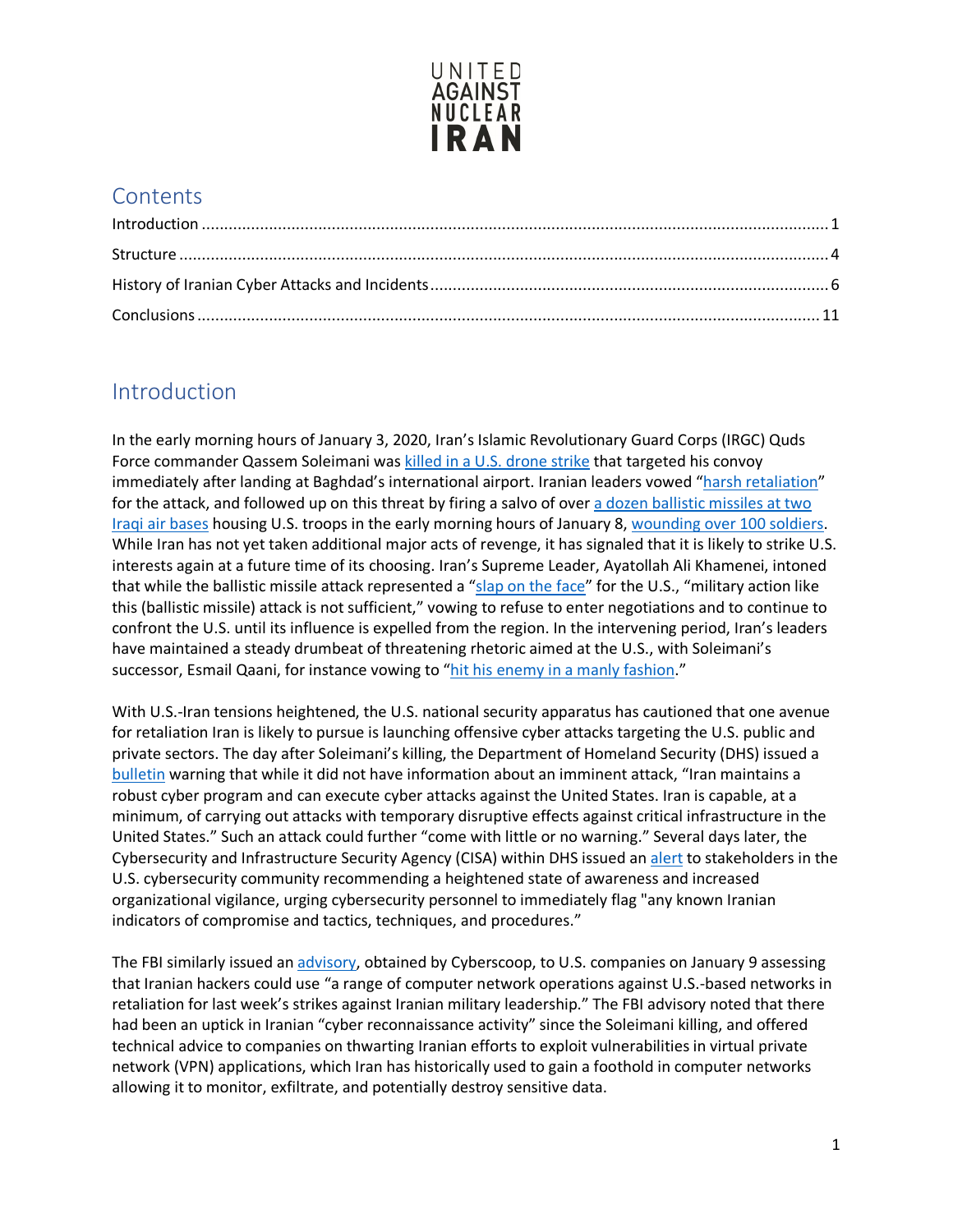UNITED AGAINST NUCLEAR IRAN

## Contents

Introduction ........................................................................................................................................ 1
Structure ............................................................................................................................................ 4
History of Iranian Cyber Attacks and Incidents ................................................................................. 6
Conclusions ....................................................................................................................................... 11

## Introduction

In the early morning hours of January 3, 2020, Iran's Islamic Revolutionary Guard Corps (IRGC) Quds Force commander Qassem Soleimani was killed in a U.S. drone strike that targeted his convoy immediately after landing at Baghdad's international airport. Iranian leaders vowed "harsh retaliation" for the attack, and followed up on this threat by firing a salvo of over a dozen ballistic missiles at two Iraqi air bases housing U.S. troops in the early morning hours of January 8, wounding over 100 soldiers. While Iran has not yet taken additional major acts of revenge, it has signaled that it is likely to strike U.S. interests again at a future time of its choosing. Iran's Supreme Leader, Ayatollah Ali Khamenei, intoned that while the ballistic missile attack represented a "slap on the face" for the U.S., "military action like this (ballistic missile) attack is not sufficient," vowing to refuse to enter negotiations and to continue to confront the U.S. until its influence is expelled from the region. In the intervening period, Iran's leaders have maintained a steady drumbeat of threatening rhetoric aimed at the U.S., with Soleimani's successor, Esmail Qaani, for instance vowing to "hit his enemy in a manly fashion."

With U.S.-Iran tensions heightened, the U.S. national security apparatus has cautioned that one avenue for retaliation Iran is likely to pursue is launching offensive cyber attacks targeting the U.S. public and private sectors. The day after Soleimani's killing, the Department of Homeland Security (DHS) issued a bulletin warning that while it did not have information about an imminent attack, "Iran maintains a robust cyber program and can execute cyber attacks against the United States. Iran is capable, at a minimum, of carrying out attacks with temporary disruptive effects against critical infrastructure in the United States." Such an attack could further "come with little or no warning." Several days later, the Cybersecurity and Infrastructure Security Agency (CISA) within DHS issued an alert to stakeholders in the U.S. cybersecurity community recommending a heightened state of awareness and increased organizational vigilance, urging cybersecurity personnel to immediately flag "any known Iranian indicators of compromise and tactics, techniques, and procedures."

The FBI similarly issued an advisory, obtained by Cyberscoop, to U.S. companies on January 9 assessing that Iranian hackers could use "a range of computer network operations against U.S.-based networks in retaliation for last week's strikes against Iranian military leadership." The FBI advisory noted that there had been an uptick in Iranian "cyber reconnaissance activity" since the Soleimani killing, and offered technical advice to companies on thwarting Iranian efforts to exploit vulnerabilities in virtual private network (VPN) applications, which Iran has historically used to gain a foothold in computer networks allowing it to monitor, exfiltrate, and potentially destroy sensitive data.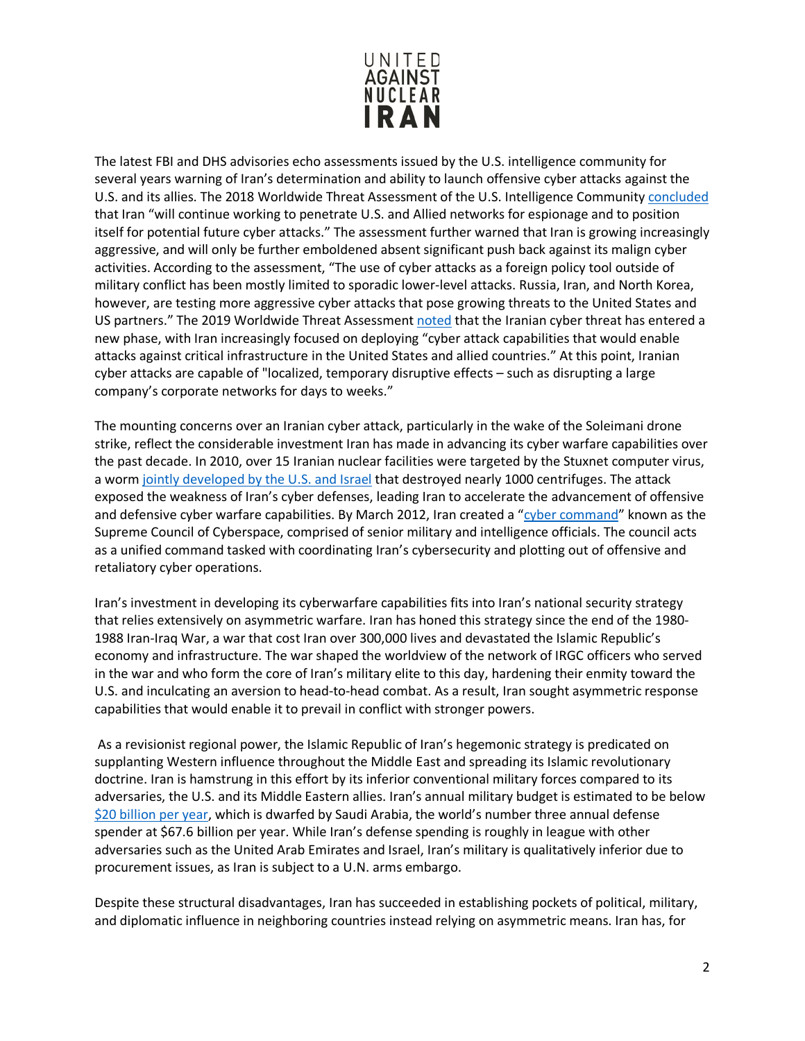The latest FBI and DHS advisories echo assessments issued by the U.S. intelligence community for several years warning of Iran's determination and ability to launch offensive cyber attacks against the U.S. and its allies. The 2018 Worldwide Threat Assessment of the U.S. Intelligence Community concluded that Iran "will continue working to penetrate U.S. and Allied networks for espionage and to position itself for potential future cyber attacks." The assessment further warned that Iran is growing increasingly aggressive, and will only be further emboldened absent significant push back against its malign cyber activities. According to the assessment, "The use of cyber attacks as a foreign policy tool outside of military conflict has been mostly limited to sporadic lower-level attacks. Russia, Iran, and North Korea, however, are testing more aggressive cyber attacks that pose growing threats to the United States and US partners." The 2019 Worldwide Threat Assessment noted that the Iranian cyber threat has entered a new phase, with Iran increasingly focused on deploying "cyber attack capabilities that would enable attacks against critical infrastructure in the United States and allied countries." At this point, Iranian cyber attacks are capable of "localized, temporary disruptive effects – such as disrupting a large company's corporate networks for days to weeks."

The mounting concerns over an Iranian cyber attack, particularly in the wake of the Soleimani drone strike, reflect the considerable investment Iran has made in advancing its cyber warfare capabilities over the past decade. In 2010, over 15 Iranian nuclear facilities were targeted by the Stuxnet computer virus, a worm jointly developed by the U.S. and Israel that destroyed nearly 1000 centrifuges. The attack exposed the weakness of Iran's cyber defenses, leading Iran to accelerate the advancement of offensive and defensive cyber warfare capabilities. By March 2012, Iran created a "cyber command" known as the Supreme Council of Cyberspace, comprised of senior military and intelligence officials. The council acts as a unified command tasked with coordinating Iran's cybersecurity and plotting out of offensive and retaliatory cyber operations.

Iran's investment in developing its cyberwarfare capabilities fits into Iran's national security strategy that relies extensively on asymmetric warfare. Iran has honed this strategy since the end of the 1980-1988 Iran-Iraq War, a war that cost Iran over 300,000 lives and devastated the Islamic Republic's economy and infrastructure. The war shaped the worldview of the network of IRGC officers who served in the war and who form the core of Iran's military elite to this day, hardening their enmity toward the U.S. and inculcating an aversion to head-to-head combat. As a result, Iran sought asymmetric response capabilities that would enable it to prevail in conflict with stronger powers.

As a revisionist regional power, the Islamic Republic of Iran's hegemonic strategy is predicated on supplanting Western influence throughout the Middle East and spreading its Islamic revolutionary doctrine. Iran is hamstrung in this effort by its inferior conventional military forces compared to its adversaries, the U.S. and its Middle Eastern allies. Iran's annual military budget is estimated to be below $20 billion per year, which is dwarfed by Saudi Arabia, the world's number three annual defense spender at $67.6 billion per year. While Iran's defense spending is roughly in league with other adversaries such as the United Arab Emirates and Israel, Iran's military is qualitatively inferior due to procurement issues, as Iran is subject to a U.N. arms embargo.

Despite these structural disadvantages, Iran has succeeded in establishing pockets of political, military, and diplomatic influence in neighboring countries instead relying on asymmetric means. Iran has, for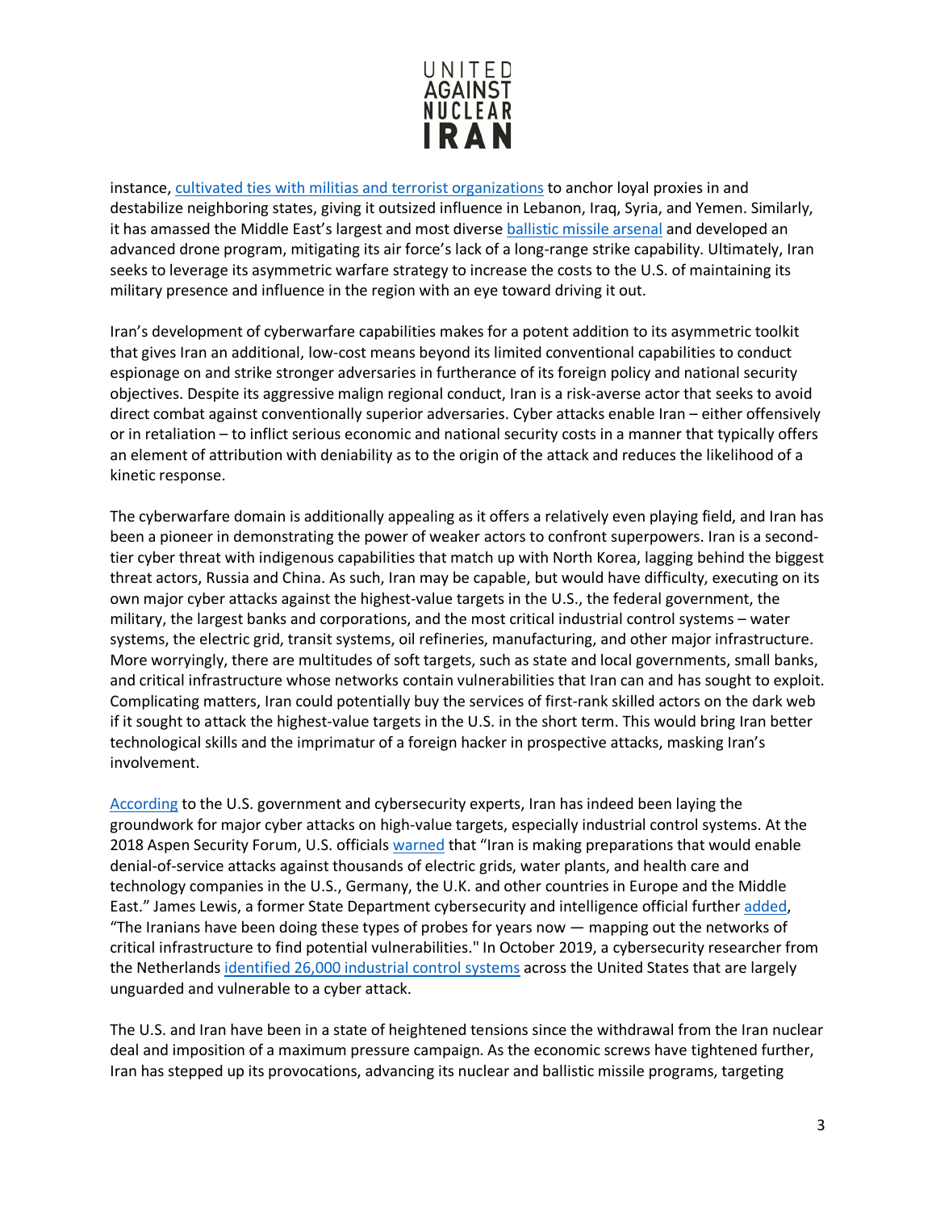instance, cultivated ties with militias and terrorist organizations to anchor loyal proxies in and destabilize neighboring states, giving it outsized influence in Lebanon, Iraq, Syria, and Yemen. Similarly, it has amassed the Middle East's largest and most diverse ballistic missile arsenal and developed an advanced drone program, mitigating its air force's lack of a long-range strike capability. Ultimately, Iran seeks to leverage its asymmetric warfare strategy to increase the costs to the U.S. of maintaining its military presence and influence in the region with an eye toward driving it out.

Iran's development of cyberwarfare capabilities makes for a potent addition to its asymmetric toolkit that gives Iran an additional, low-cost means beyond its limited conventional capabilities to conduct espionage on and strike stronger adversaries in furtherance of its foreign policy and national security objectives. Despite its aggressive malign regional conduct, Iran is a risk-averse actor that seeks to avoid direct combat against conventionally superior adversaries. Cyber attacks enable Iran – either offensively or in retaliation – to inflict serious economic and national security costs in a manner that typically offers an element of attribution with deniability as to the origin of the attack and reduces the likelihood of a kinetic response.

The cyberwarfare domain is additionally appealing as it offers a relatively even playing field, and Iran has been a pioneer in demonstrating the power of weaker actors to confront superpowers. Iran is a second-tier cyber threat with indigenous capabilities that match up with North Korea, lagging behind the biggest threat actors, Russia and China. As such, Iran may be capable, but would have difficulty, executing on its own major cyber attacks against the highest-value targets in the U.S., the federal government, the military, the largest banks and corporations, and the most critical industrial control systems – water systems, the electric grid, transit systems, oil refineries, manufacturing, and other major infrastructure. More worryingly, there are multitudes of soft targets, such as state and local governments, small banks, and critical infrastructure whose networks contain vulnerabilities that Iran can and has sought to exploit. Complicating matters, Iran could potentially buy the services of first-rank skilled actors on the dark web if it sought to attack the highest-value targets in the U.S. in the short term. This would bring Iran better technological skills and the imprimatur of a foreign hacker in prospective attacks, masking Iran's involvement.

According to the U.S. government and cybersecurity experts, Iran has indeed been laying the groundwork for major cyber attacks on high-value targets, especially industrial control systems. At the 2018 Aspen Security Forum, U.S. officials warned that "Iran is making preparations that would enable denial-of-service attacks against thousands of electric grids, water plants, and health care and technology companies in the U.S., Germany, the U.K. and other countries in Europe and the Middle East." James Lewis, a former State Department cybersecurity and intelligence official further added, "The Iranians have been doing these types of probes for years now — mapping out the networks of critical infrastructure to find potential vulnerabilities." In October 2019, a cybersecurity researcher from the Netherlands identified 26,000 industrial control systems across the United States that are largely unguarded and vulnerable to a cyber attack.

The U.S. and Iran have been in a state of heightened tensions since the withdrawal from the Iran nuclear deal and imposition of a maximum pressure campaign. As the economic screws have tightened further, Iran has stepped up its provocations, advancing its nuclear and ballistic missile programs, targeting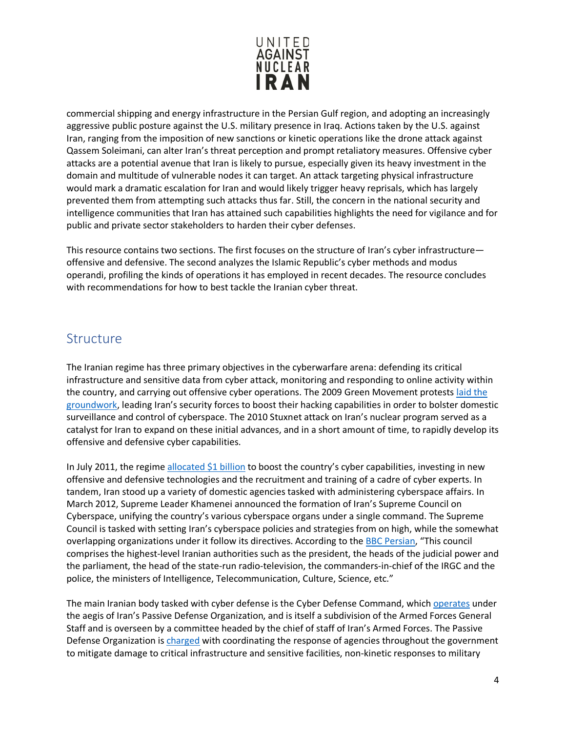commercial shipping and energy infrastructure in the Persian Gulf region, and adopting an increasingly aggressive public posture against the U.S. military presence in Iraq. Actions taken by the U.S. against Iran, ranging from the imposition of new sanctions or kinetic operations like the drone attack against Qassem Soleimani, can alter Iran's threat perception and prompt retaliatory measures. Offensive cyber attacks are a potential avenue that Iran is likely to pursue, especially given its heavy investment in the domain and multitude of vulnerable nodes it can target. An attack targeting physical infrastructure would mark a dramatic escalation for Iran and would likely trigger heavy reprisals, which has largely prevented them from attempting such attacks thus far. Still, the concern in the national security and intelligence communities that Iran has attained such capabilities highlights the need for vigilance and for public and private sector stakeholders to harden their cyber defenses.

This resource contains two sections. The first focuses on the structure of Iran's cyber infrastructure—offensive and defensive. The second analyzes the Islamic Republic's cyber methods and modus operandi, profiling the kinds of operations it has employed in recent decades. The resource concludes with recommendations for how to best tackle the Iranian cyber threat.

## Structure

The Iranian regime has three primary objectives in the cyberwarfare arena: defending its critical infrastructure and sensitive data from cyber attack, monitoring and responding to online activity within the country, and carrying out offensive cyber operations. The 2009 Green Movement protests laid the groundwork, leading Iran's security forces to boost their hacking capabilities in order to bolster domestic surveillance and control of cyberspace. The 2010 Stuxnet attack on Iran's nuclear program served as a catalyst for Iran to expand on these initial advances, and in a short amount of time, to rapidly develop its offensive and defensive cyber capabilities.

In July 2011, the regime allocated $1 billion to boost the country's cyber capabilities, investing in new offensive and defensive technologies and the recruitment and training of a cadre of cyber experts. In tandem, Iran stood up a variety of domestic agencies tasked with administering cyberspace affairs. In March 2012, Supreme Leader Khamenei announced the formation of Iran's Supreme Council on Cyberspace, unifying the country's various cyberspace organs under a single command. The Supreme Council is tasked with setting Iran's cyberspace policies and strategies from on high, while the somewhat overlapping organizations under it follow its directives. According to the BBC Persian, "This council comprises the highest-level Iranian authorities such as the president, the heads of the judicial power and the parliament, the head of the state-run radio-television, the commanders-in-chief of the IRGC and the police, the ministers of Intelligence, Telecommunication, Culture, Science, etc."

The main Iranian body tasked with cyber defense is the Cyber Defense Command, which operates under the aegis of Iran's Passive Defense Organization, and is itself a subdivision of the Armed Forces General Staff and is overseen by a committee headed by the chief of staff of Iran's Armed Forces. The Passive Defense Organization is charged with coordinating the response of agencies throughout the government to mitigate damage to critical infrastructure and sensitive facilities, non-kinetic responses to military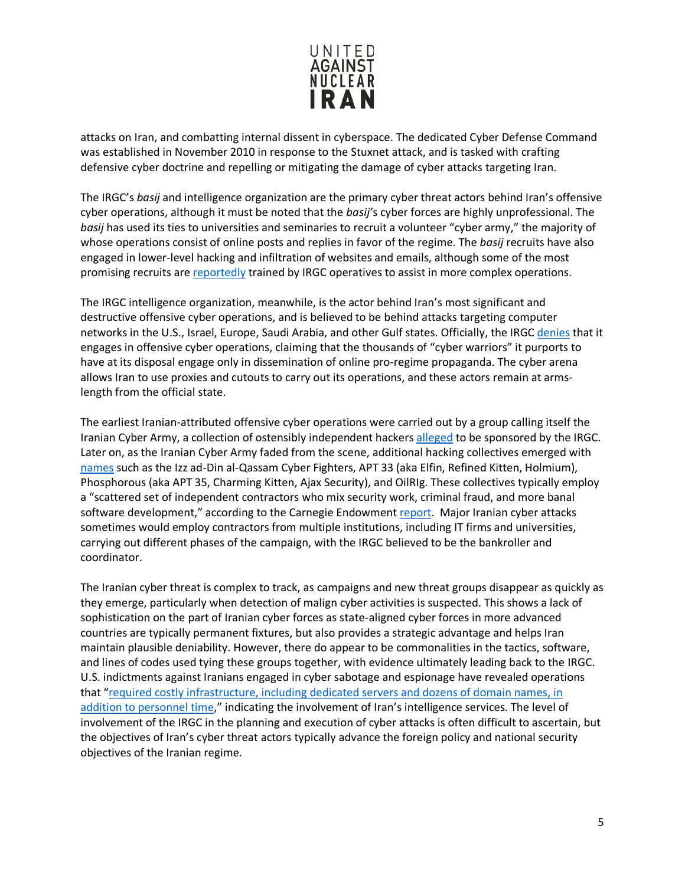attacks on Iran, and combatting internal dissent in cyberspace. The dedicated Cyber Defense Command was established in November 2010 in response to the Stuxnet attack, and is tasked with crafting defensive cyber doctrine and repelling or mitigating the damage of cyber attacks targeting Iran.

The IRGC's *basij* and intelligence organization are the primary cyber threat actors behind Iran's offensive cyber operations, although it must be noted that the *basij*'s cyber forces are highly unprofessional. The *basij* has used its ties to universities and seminaries to recruit a volunteer "cyber army," the majority of whose operations consist of online posts and replies in favor of the regime. The *basij* recruits have also engaged in lower-level hacking and infiltration of websites and emails, although some of the most promising recruits are reportedly trained by IRGC operatives to assist in more complex operations.

The IRGC intelligence organization, meanwhile, is the actor behind Iran's most significant and destructive offensive cyber operations, and is believed to be behind attacks targeting computer networks in the U.S., Israel, Europe, Saudi Arabia, and other Gulf states. Officially, the IRGC denies that it engages in offensive cyber operations, claiming that the thousands of "cyber warriors" it purports to have at its disposal engage only in dissemination of online pro-regime propaganda. The cyber arena allows Iran to use proxies and cutouts to carry out its operations, and these actors remain at arms-length from the official state.

The earliest Iranian-attributed offensive cyber operations were carried out by a group calling itself the Iranian Cyber Army, a collection of ostensibly independent hackers alleged to be sponsored by the IRGC. Later on, as the Iranian Cyber Army faded from the scene, additional hacking collectives emerged with names such as the Izz ad-Din al-Qassam Cyber Fighters, APT 33 (aka Elfin, Refined Kitten, Holmium), Phosphorous (aka APT 35, Charming Kitten, Ajax Security), and OilRIg. These collectives typically employ a "scattered set of independent contractors who mix security work, criminal fraud, and more banal software development," according to the Carnegie Endowment report. Major Iranian cyber attacks sometimes would employ contractors from multiple institutions, including IT firms and universities, carrying out different phases of the campaign, with the IRGC believed to be the bankroller and coordinator.

The Iranian cyber threat is complex to track, as campaigns and new threat groups disappear as quickly as they emerge, particularly when detection of malign cyber activities is suspected. This shows a lack of sophistication on the part of Iranian cyber forces as state-aligned cyber forces in more advanced countries are typically permanent fixtures, but also provides a strategic advantage and helps Iran maintain plausible deniability. However, there do appear to be commonalities in the tactics, software, and lines of codes used tying these groups together, with evidence ultimately leading back to the IRGC. U.S. indictments against Iranians engaged in cyber sabotage and espionage have revealed operations that "required costly infrastructure, including dedicated servers and dozens of domain names, in addition to personnel time," indicating the involvement of Iran's intelligence services. The level of involvement of the IRGC in the planning and execution of cyber attacks is often difficult to ascertain, but the objectives of Iran's cyber threat actors typically advance the foreign policy and national security objectives of the Iranian regime.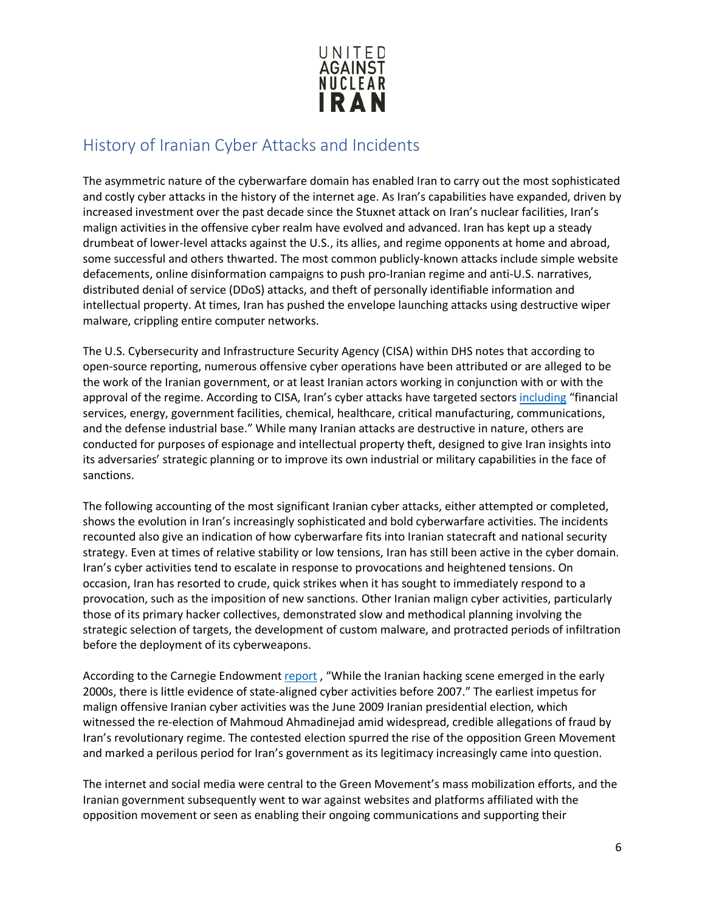## History of Iranian Cyber Attacks and Incidents

The asymmetric nature of the cyberwarfare domain has enabled Iran to carry out the most sophisticated and costly cyber attacks in the history of the internet age. As Iran's capabilities have expanded, driven by increased investment over the past decade since the Stuxnet attack on Iran's nuclear facilities, Iran's malign activities in the offensive cyber realm have evolved and advanced. Iran has kept up a steady drumbeat of lower-level attacks against the U.S., its allies, and regime opponents at home and abroad, some successful and others thwarted. The most common publicly-known attacks include simple website defacements, online disinformation campaigns to push pro-Iranian regime and anti-U.S. narratives, distributed denial of service (DDoS) attacks, and theft of personally identifiable information and intellectual property. At times, Iran has pushed the envelope launching attacks using destructive wiper malware, crippling entire computer networks.

The U.S. Cybersecurity and Infrastructure Security Agency (CISA) within DHS notes that according to open-source reporting, numerous offensive cyber operations have been attributed or are alleged to be the work of the Iranian government, or at least Iranian actors working in conjunction with or with the approval of the regime. According to CISA, Iran's cyber attacks have targeted sectors including "financial services, energy, government facilities, chemical, healthcare, critical manufacturing, communications, and the defense industrial base." While many Iranian attacks are destructive in nature, others are conducted for purposes of espionage and intellectual property theft, designed to give Iran insights into its adversaries' strategic planning or to improve its own industrial or military capabilities in the face of sanctions.

The following accounting of the most significant Iranian cyber attacks, either attempted or completed, shows the evolution in Iran's increasingly sophisticated and bold cyberwarfare activities. The incidents recounted also give an indication of how cyberwarfare fits into Iranian statecraft and national security strategy. Even at times of relative stability or low tensions, Iran has still been active in the cyber domain. Iran's cyber activities tend to escalate in response to provocations and heightened tensions. On occasion, Iran has resorted to crude, quick strikes when it has sought to immediately respond to a provocation, such as the imposition of new sanctions. Other Iranian malign cyber activities, particularly those of its primary hacker collectives, demonstrated slow and methodical planning involving the strategic selection of targets, the development of custom malware, and protracted periods of infiltration before the deployment of its cyberweapons.

According to the Carnegie Endowment report , "While the Iranian hacking scene emerged in the early 2000s, there is little evidence of state-aligned cyber activities before 2007." The earliest impetus for malign offensive Iranian cyber activities was the June 2009 Iranian presidential election, which witnessed the re-election of Mahmoud Ahmadinejad amid widespread, credible allegations of fraud by Iran's revolutionary regime. The contested election spurred the rise of the opposition Green Movement and marked a perilous period for Iran's government as its legitimacy increasingly came into question.

The internet and social media were central to the Green Movement's mass mobilization efforts, and the Iranian government subsequently went to war against websites and platforms affiliated with the opposition movement or seen as enabling their ongoing communications and supporting their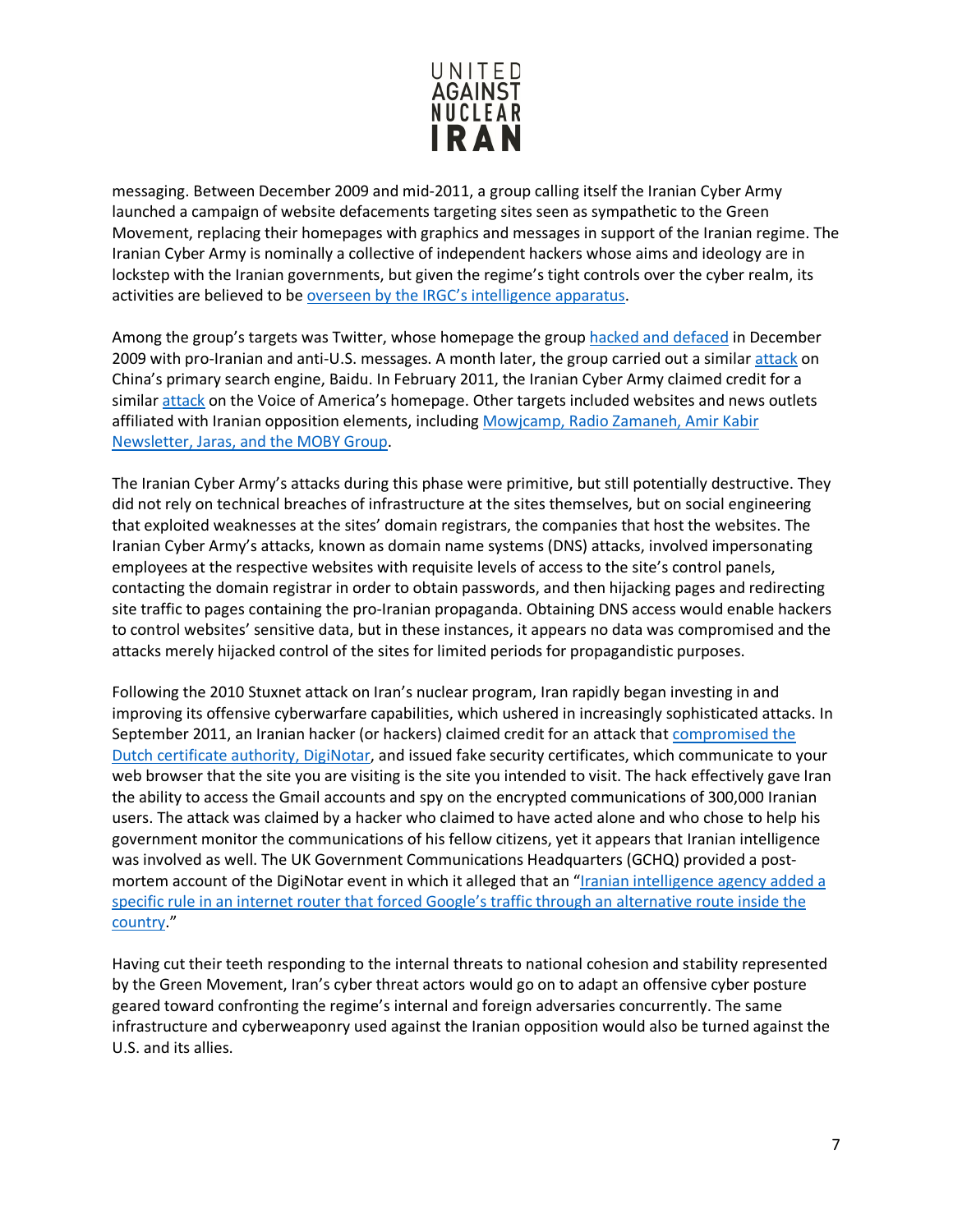messaging. Between December 2009 and mid-2011, a group calling itself the Iranian Cyber Army launched a campaign of website defacements targeting sites seen as sympathetic to the Green Movement, replacing their homepages with graphics and messages in support of the Iranian regime. The Iranian Cyber Army is nominally a collective of independent hackers whose aims and ideology are in lockstep with the Iranian governments, but given the regime's tight controls over the cyber realm, its activities are believed to be overseen by the IRGC's intelligence apparatus.

Among the group's targets was Twitter, whose homepage the group hacked and defaced in December 2009 with pro-Iranian and anti-U.S. messages. A month later, the group carried out a similar attack on China's primary search engine, Baidu. In February 2011, the Iranian Cyber Army claimed credit for a similar attack on the Voice of America's homepage. Other targets included websites and news outlets affiliated with Iranian opposition elements, including Mowjcamp, Radio Zamaneh, Amir Kabir Newsletter, Jaras, and the MOBY Group.

The Iranian Cyber Army's attacks during this phase were primitive, but still potentially destructive. They did not rely on technical breaches of infrastructure at the sites themselves, but on social engineering that exploited weaknesses at the sites' domain registrars, the companies that host the websites. The Iranian Cyber Army's attacks, known as domain name systems (DNS) attacks, involved impersonating employees at the respective websites with requisite levels of access to the site's control panels, contacting the domain registrar in order to obtain passwords, and then hijacking pages and redirecting site traffic to pages containing the pro-Iranian propaganda. Obtaining DNS access would enable hackers to control websites' sensitive data, but in these instances, it appears no data was compromised and the attacks merely hijacked control of the sites for limited periods for propagandistic purposes.

Following the 2010 Stuxnet attack on Iran's nuclear program, Iran rapidly began investing in and improving its offensive cyberwarfare capabilities, which ushered in increasingly sophisticated attacks. In September 2011, an Iranian hacker (or hackers) claimed credit for an attack that compromised the Dutch certificate authority, DigiNotar, and issued fake security certificates, which communicate to your web browser that the site you are visiting is the site you intended to visit. The hack effectively gave Iran the ability to access the Gmail accounts and spy on the encrypted communications of 300,000 Iranian users. The attack was claimed by a hacker who claimed to have acted alone and who chose to help his government monitor the communications of his fellow citizens, yet it appears that Iranian intelligence was involved as well. The UK Government Communications Headquarters (GCHQ) provided a post-mortem account of the DigiNotar event in which it alleged that an "Iranian intelligence agency added a specific rule in an internet router that forced Google's traffic through an alternative route inside the country."

Having cut their teeth responding to the internal threats to national cohesion and stability represented by the Green Movement, Iran's cyber threat actors would go on to adapt an offensive cyber posture geared toward confronting the regime's internal and foreign adversaries concurrently. The same infrastructure and cyberweaponry used against the Iranian opposition would also be turned against the U.S. and its allies.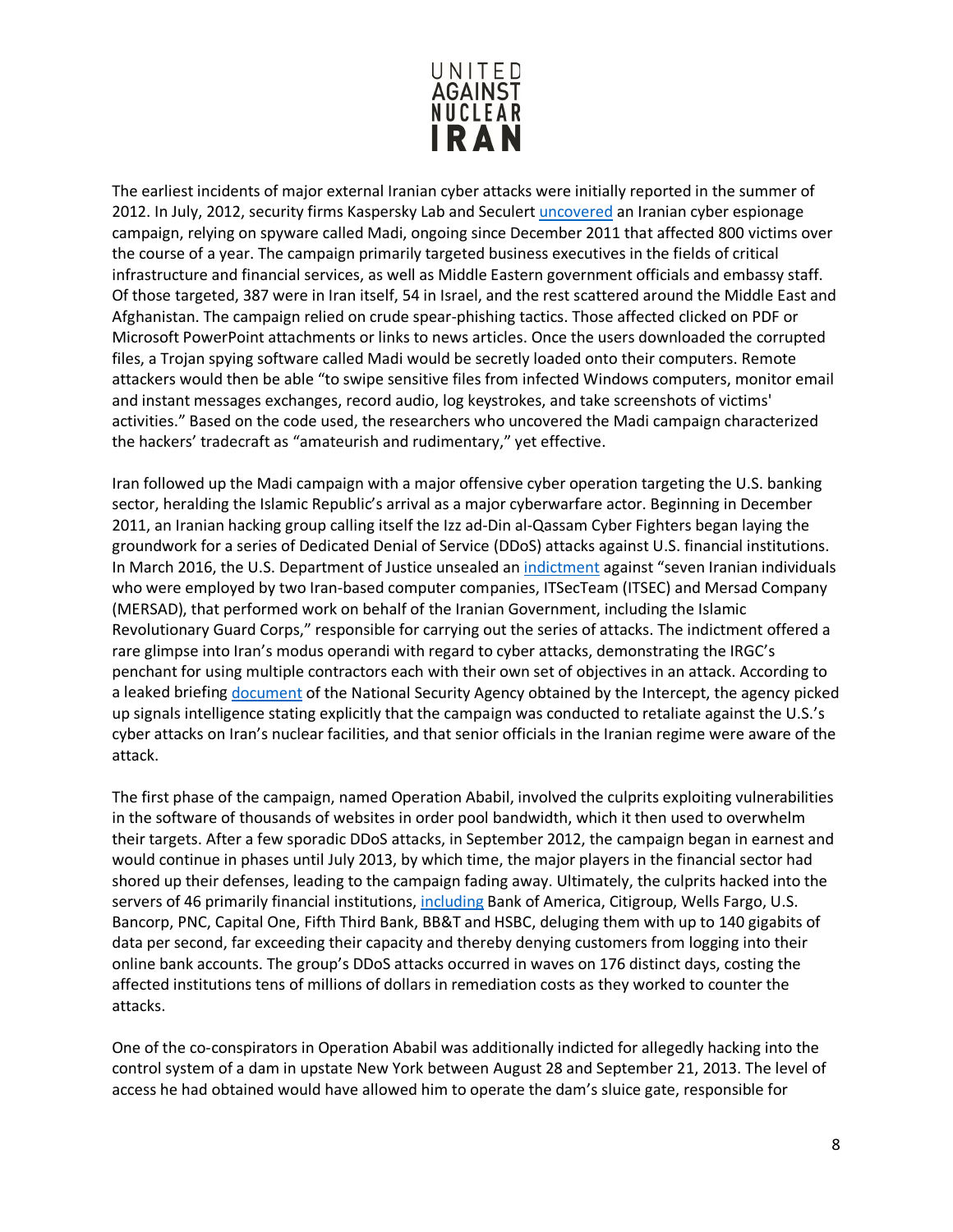The earliest incidents of major external Iranian cyber attacks were initially reported in the summer of 2012. In July, 2012, security firms Kaspersky Lab and Seculert uncovered an Iranian cyber espionage campaign, relying on spyware called Madi, ongoing since December 2011 that affected 800 victims over the course of a year. The campaign primarily targeted business executives in the fields of critical infrastructure and financial services, as well as Middle Eastern government officials and embassy staff. Of those targeted, 387 were in Iran itself, 54 in Israel, and the rest scattered around the Middle East and Afghanistan. The campaign relied on crude spear-phishing tactics. Those affected clicked on PDF or Microsoft PowerPoint attachments or links to news articles. Once the users downloaded the corrupted files, a Trojan spying software called Madi would be secretly loaded onto their computers. Remote attackers would then be able "to swipe sensitive files from infected Windows computers, monitor email and instant messages exchanges, record audio, log keystrokes, and take screenshots of victims' activities." Based on the code used, the researchers who uncovered the Madi campaign characterized the hackers' tradecraft as "amateurish and rudimentary," yet effective.

Iran followed up the Madi campaign with a major offensive cyber operation targeting the U.S. banking sector, heralding the Islamic Republic's arrival as a major cyberwarfare actor. Beginning in December 2011, an Iranian hacking group calling itself the Izz ad-Din al-Qassam Cyber Fighters began laying the groundwork for a series of Dedicated Denial of Service (DDoS) attacks against U.S. financial institutions. In March 2016, the U.S. Department of Justice unsealed an indictment against "seven Iranian individuals who were employed by two Iran-based computer companies, ITSecTeam (ITSEC) and Mersad Company (MERSAD), that performed work on behalf of the Iranian Government, including the Islamic Revolutionary Guard Corps," responsible for carrying out the series of attacks. The indictment offered a rare glimpse into Iran's modus operandi with regard to cyber attacks, demonstrating the IRGC's penchant for using multiple contractors each with their own set of objectives in an attack. According to a leaked briefing document of the National Security Agency obtained by the Intercept, the agency picked up signals intelligence stating explicitly that the campaign was conducted to retaliate against the U.S.'s cyber attacks on Iran's nuclear facilities, and that senior officials in the Iranian regime were aware of the attack.

The first phase of the campaign, named Operation Ababil, involved the culprits exploiting vulnerabilities in the software of thousands of websites in order pool bandwidth, which it then used to overwhelm their targets. After a few sporadic DDoS attacks, in September 2012, the campaign began in earnest and would continue in phases until July 2013, by which time, the major players in the financial sector had shored up their defenses, leading to the campaign fading away. Ultimately, the culprits hacked into the servers of 46 primarily financial institutions, including Bank of America, Citigroup, Wells Fargo, U.S. Bancorp, PNC, Capital One, Fifth Third Bank, BB&T and HSBC, deluging them with up to 140 gigabits of data per second, far exceeding their capacity and thereby denying customers from logging into their online bank accounts. The group's DDoS attacks occurred in waves on 176 distinct days, costing the affected institutions tens of millions of dollars in remediation costs as they worked to counter the attacks.

One of the co-conspirators in Operation Ababil was additionally indicted for allegedly hacking into the control system of a dam in upstate New York between August 28 and September 21, 2013. The level of access he had obtained would have allowed him to operate the dam's sluice gate, responsible for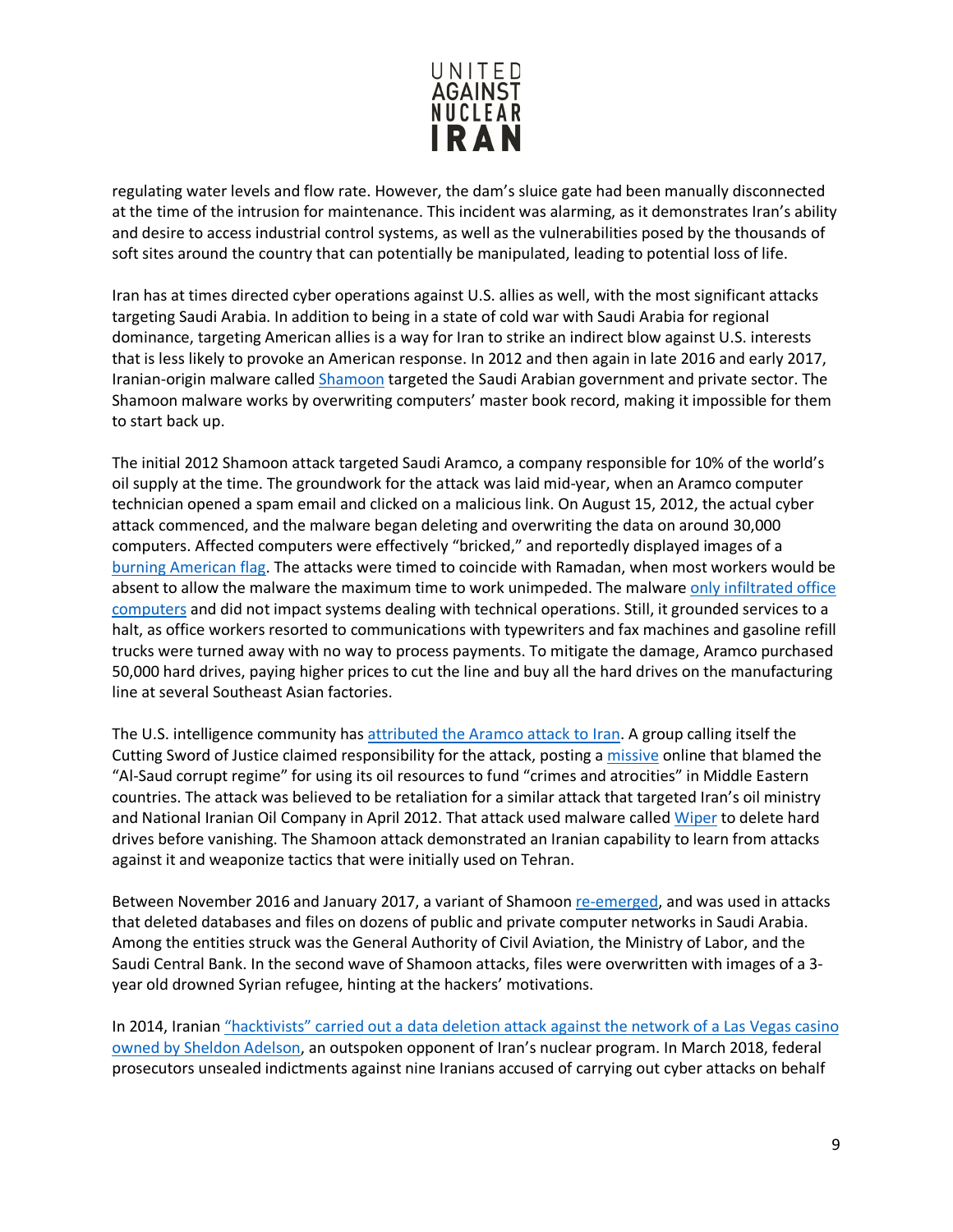regulating water levels and flow rate. However, the dam's sluice gate had been manually disconnected at the time of the intrusion for maintenance. This incident was alarming, as it demonstrates Iran's ability and desire to access industrial control systems, as well as the vulnerabilities posed by the thousands of soft sites around the country that can potentially be manipulated, leading to potential loss of life.

Iran has at times directed cyber operations against U.S. allies as well, with the most significant attacks targeting Saudi Arabia. In addition to being in a state of cold war with Saudi Arabia for regional dominance, targeting American allies is a way for Iran to strike an indirect blow against U.S. interests that is less likely to provoke an American response. In 2012 and then again in late 2016 and early 2017, Iranian-origin malware called Shamoon targeted the Saudi Arabian government and private sector. The Shamoon malware works by overwriting computers' master book record, making it impossible for them to start back up.

The initial 2012 Shamoon attack targeted Saudi Aramco, a company responsible for 10% of the world's oil supply at the time. The groundwork for the attack was laid mid-year, when an Aramco computer technician opened a spam email and clicked on a malicious link. On August 15, 2012, the actual cyber attack commenced, and the malware began deleting and overwriting the data on around 30,000 computers. Affected computers were effectively "bricked," and reportedly displayed images of a burning American flag. The attacks were timed to coincide with Ramadan, when most workers would be absent to allow the malware the maximum time to work unimpeded. The malware only infiltrated office computers and did not impact systems dealing with technical operations. Still, it grounded services to a halt, as office workers resorted to communications with typewriters and fax machines and gasoline refill trucks were turned away with no way to process payments. To mitigate the damage, Aramco purchased 50,000 hard drives, paying higher prices to cut the line and buy all the hard drives on the manufacturing line at several Southeast Asian factories.

The U.S. intelligence community has attributed the Aramco attack to Iran. A group calling itself the Cutting Sword of Justice claimed responsibility for the attack, posting a missive online that blamed the "Al-Saud corrupt regime" for using its oil resources to fund "crimes and atrocities" in Middle Eastern countries. The attack was believed to be retaliation for a similar attack that targeted Iran's oil ministry and National Iranian Oil Company in April 2012. That attack used malware called Wiper to delete hard drives before vanishing. The Shamoon attack demonstrated an Iranian capability to learn from attacks against it and weaponize tactics that were initially used on Tehran.

Between November 2016 and January 2017, a variant of Shamoon re-emerged, and was used in attacks that deleted databases and files on dozens of public and private computer networks in Saudi Arabia. Among the entities struck was the General Authority of Civil Aviation, the Ministry of Labor, and the Saudi Central Bank. In the second wave of Shamoon attacks, files were overwritten with images of a 3-year old drowned Syrian refugee, hinting at the hackers' motivations.

In 2014, Iranian "hacktivists" carried out a data deletion attack against the network of a Las Vegas casino owned by Sheldon Adelson, an outspoken opponent of Iran's nuclear program. In March 2018, federal prosecutors unsealed indictments against nine Iranians accused of carrying out cyber attacks on behalf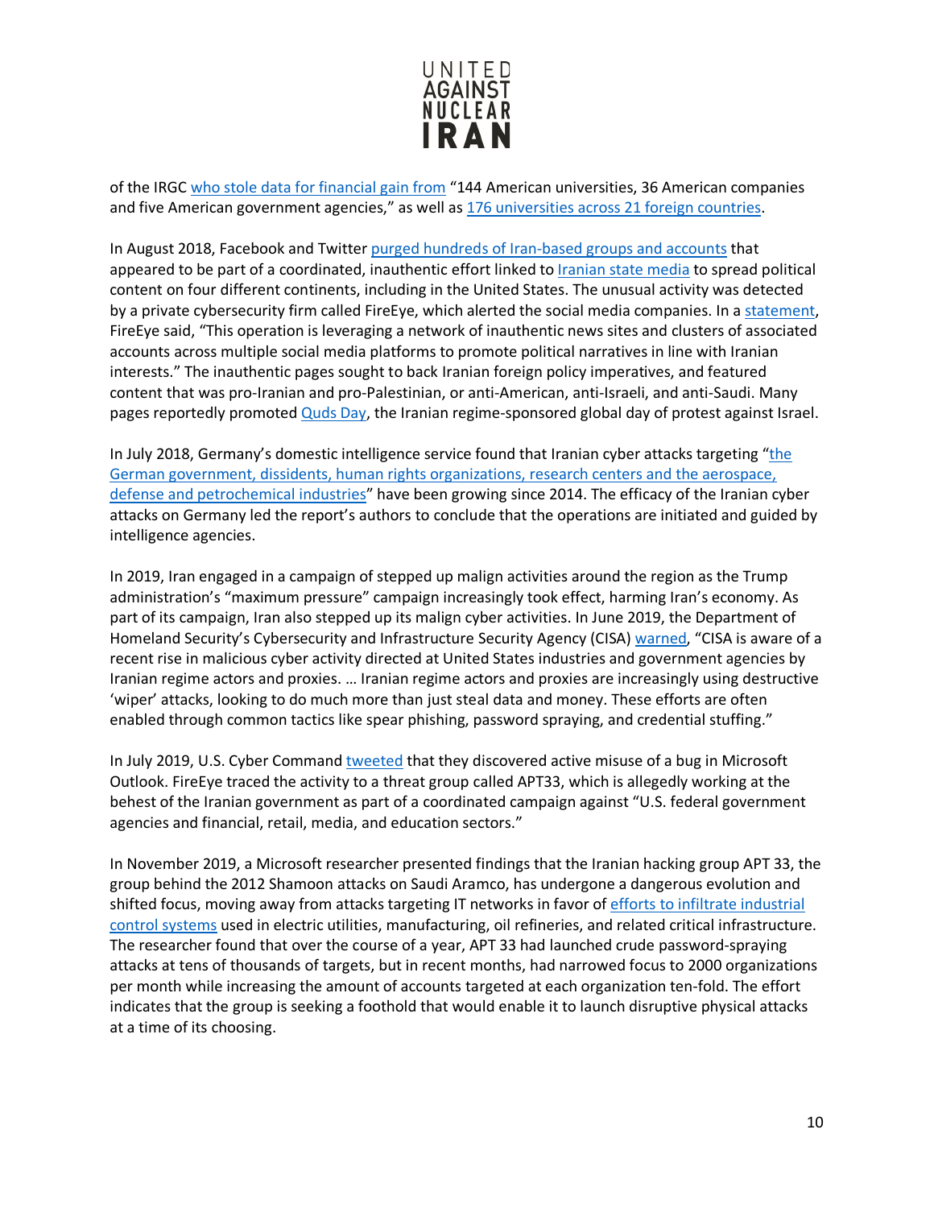of the IRGC who stole data for financial gain from "144 American universities, 36 American companies and five American government agencies," as well as 176 universities across 21 foreign countries.

In August 2018, Facebook and Twitter purged hundreds of Iran-based groups and accounts that appeared to be part of a coordinated, inauthentic effort linked to Iranian state media to spread political content on four different continents, including in the United States. The unusual activity was detected by a private cybersecurity firm called FireEye, which alerted the social media companies. In a statement, FireEye said, "This operation is leveraging a network of inauthentic news sites and clusters of associated accounts across multiple social media platforms to promote political narratives in line with Iranian interests." The inauthentic pages sought to back Iranian foreign policy imperatives, and featured content that was pro-Iranian and pro-Palestinian, or anti-American, anti-Israeli, and anti-Saudi. Many pages reportedly promoted Quds Day, the Iranian regime-sponsored global day of protest against Israel.

In July 2018, Germany's domestic intelligence service found that Iranian cyber attacks targeting "the German government, dissidents, human rights organizations, research centers and the aerospace, defense and petrochemical industries" have been growing since 2014. The efficacy of the Iranian cyber attacks on Germany led the report's authors to conclude that the operations are initiated and guided by intelligence agencies.

In 2019, Iran engaged in a campaign of stepped up malign activities around the region as the Trump administration's "maximum pressure" campaign increasingly took effect, harming Iran's economy. As part of its campaign, Iran also stepped up its malign cyber activities. In June 2019, the Department of Homeland Security's Cybersecurity and Infrastructure Security Agency (CISA) warned, "CISA is aware of a recent rise in malicious cyber activity directed at United States industries and government agencies by Iranian regime actors and proxies. … Iranian regime actors and proxies are increasingly using destructive 'wiper' attacks, looking to do much more than just steal data and money. These efforts are often enabled through common tactics like spear phishing, password spraying, and credential stuffing."

In July 2019, U.S. Cyber Command tweeted that they discovered active misuse of a bug in Microsoft Outlook. FireEye traced the activity to a threat group called APT33, which is allegedly working at the behest of the Iranian government as part of a coordinated campaign against "U.S. federal government agencies and financial, retail, media, and education sectors."

In November 2019, a Microsoft researcher presented findings that the Iranian hacking group APT 33, the group behind the 2012 Shamoon attacks on Saudi Aramco, has undergone a dangerous evolution and shifted focus, moving away from attacks targeting IT networks in favor of efforts to infiltrate industrial control systems used in electric utilities, manufacturing, oil refineries, and related critical infrastructure. The researcher found that over the course of a year, APT 33 had launched crude password-spraying attacks at tens of thousands of targets, but in recent months, had narrowed focus to 2000 organizations per month while increasing the amount of accounts targeted at each organization ten-fold. The effort indicates that the group is seeking a foothold that would enable it to launch disruptive physical attacks at a time of its choosing.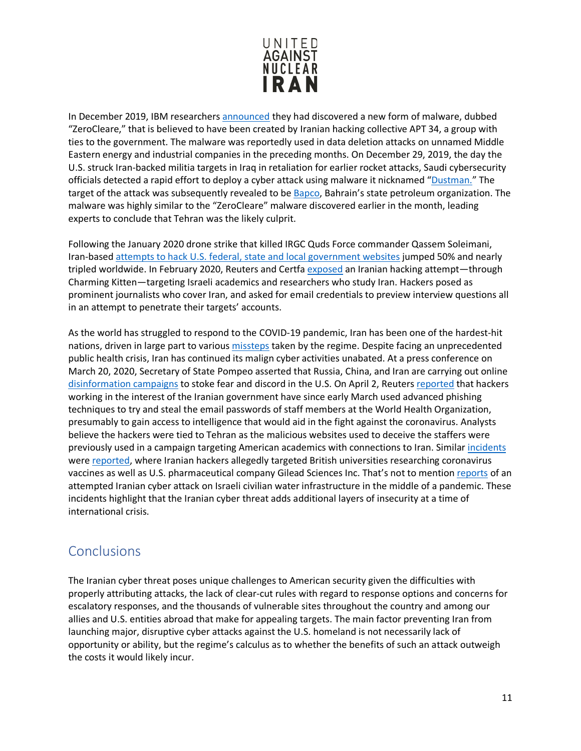In December 2019, IBM researchers announced they had discovered a new form of malware, dubbed "ZeroCleare," that is believed to have been created by Iranian hacking collective APT 34, a group with ties to the government. The malware was reportedly used in data deletion attacks on unnamed Middle Eastern energy and industrial companies in the preceding months. On December 29, 2019, the day the U.S. struck Iran-backed militia targets in Iraq in retaliation for earlier rocket attacks, Saudi cybersecurity officials detected a rapid effort to deploy a cyber attack using malware it nicknamed "Dustman." The target of the attack was subsequently revealed to be Bapco, Bahrain's state petroleum organization. The malware was highly similar to the "ZeroCleare" malware discovered earlier in the month, leading experts to conclude that Tehran was the likely culprit.

Following the January 2020 drone strike that killed IRGC Quds Force commander Qassem Soleimani, Iran-based attempts to hack U.S. federal, state and local government websites jumped 50% and nearly tripled worldwide. In February 2020, Reuters and Certfa exposed an Iranian hacking attempt—through Charming Kitten—targeting Israeli academics and researchers who study Iran. Hackers posed as prominent journalists who cover Iran, and asked for email credentials to preview interview questions all in an attempt to penetrate their targets' accounts.

As the world has struggled to respond to the COVID-19 pandemic, Iran has been one of the hardest-hit nations, driven in large part to various missteps taken by the regime. Despite facing an unprecedented public health crisis, Iran has continued its malign cyber activities unabated. At a press conference on March 20, 2020, Secretary of State Pompeo asserted that Russia, China, and Iran are carrying out online disinformation campaigns to stoke fear and discord in the U.S. On April 2, Reuters reported that hackers working in the interest of the Iranian government have since early March used advanced phishing techniques to try and steal the email passwords of staff members at the World Health Organization, presumably to gain access to intelligence that would aid in the fight against the coronavirus. Analysts believe the hackers were tied to Tehran as the malicious websites used to deceive the staffers were previously used in a campaign targeting American academics with connections to Iran. Similar incidents were reported, where Iranian hackers allegedly targeted British universities researching coronavirus vaccines as well as U.S. pharmaceutical company Gilead Sciences Inc. That's not to mention reports of an attempted Iranian cyber attack on Israeli civilian water infrastructure in the middle of a pandemic. These incidents highlight that the Iranian cyber threat adds additional layers of insecurity at a time of international crisis.

## Conclusions

The Iranian cyber threat poses unique challenges to American security given the difficulties with properly attributing attacks, the lack of clear-cut rules with regard to response options and concerns for escalatory responses, and the thousands of vulnerable sites throughout the country and among our allies and U.S. entities abroad that make for appealing targets. The main factor preventing Iran from launching major, disruptive cyber attacks against the U.S. homeland is not necessarily lack of opportunity or ability, but the regime's calculus as to whether the benefits of such an attack outweigh the costs it would likely incur.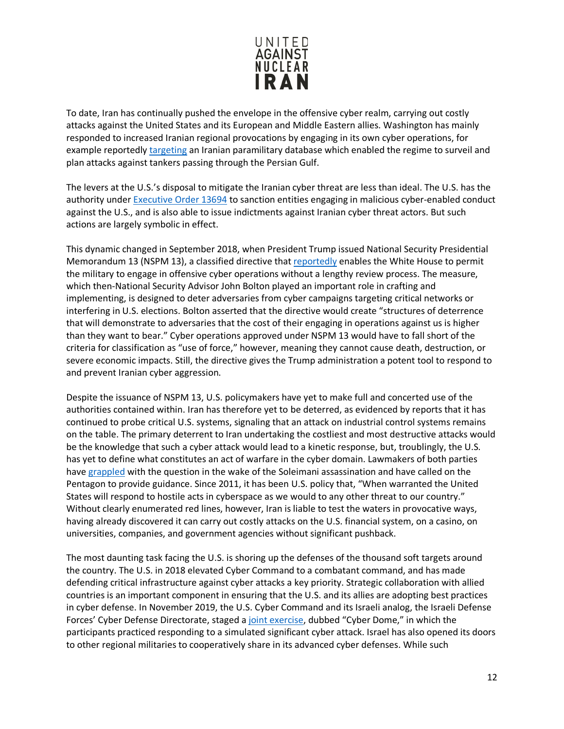To date, Iran has continually pushed the envelope in the offensive cyber realm, carrying out costly attacks against the United States and its European and Middle Eastern allies. Washington has mainly responded to increased Iranian regional provocations by engaging in its own cyber operations, for example reportedly targeting an Iranian paramilitary database which enabled the regime to surveil and plan attacks against tankers passing through the Persian Gulf.

The levers at the U.S.'s disposal to mitigate the Iranian cyber threat are less than ideal. The U.S. has the authority under Executive Order 13694 to sanction entities engaging in malicious cyber-enabled conduct against the U.S., and is also able to issue indictments against Iranian cyber threat actors. But such actions are largely symbolic in effect.

This dynamic changed in September 2018, when President Trump issued National Security Presidential Memorandum 13 (NSPM 13), a classified directive that reportedly enables the White House to permit the military to engage in offensive cyber operations without a lengthy review process. The measure, which then-National Security Advisor John Bolton played an important role in crafting and implementing, is designed to deter adversaries from cyber campaigns targeting critical networks or interfering in U.S. elections. Bolton asserted that the directive would create "structures of deterrence that will demonstrate to adversaries that the cost of their engaging in operations against us is higher than they want to bear." Cyber operations approved under NSPM 13 would have to fall short of the criteria for classification as "use of force," however, meaning they cannot cause death, destruction, or severe economic impacts. Still, the directive gives the Trump administration a potent tool to respond to and prevent Iranian cyber aggression.

Despite the issuance of NSPM 13, U.S. policymakers have yet to make full and concerted use of the authorities contained within. Iran has therefore yet to be deterred, as evidenced by reports that it has continued to probe critical U.S. systems, signaling that an attack on industrial control systems remains on the table. The primary deterrent to Iran undertaking the costliest and most destructive attacks would be the knowledge that such a cyber attack would lead to a kinetic response, but, troublingly, the U.S. has yet to define what constitutes an act of warfare in the cyber domain. Lawmakers of both parties have grappled with the question in the wake of the Soleimani assassination and have called on the Pentagon to provide guidance. Since 2011, it has been U.S. policy that, "When warranted the United States will respond to hostile acts in cyberspace as we would to any other threat to our country." Without clearly enumerated red lines, however, Iran is liable to test the waters in provocative ways, having already discovered it can carry out costly attacks on the U.S. financial system, on a casino, on universities, companies, and government agencies without significant pushback.

The most daunting task facing the U.S. is shoring up the defenses of the thousand soft targets around the country. The U.S. in 2018 elevated Cyber Command to a combatant command, and has made defending critical infrastructure against cyber attacks a key priority. Strategic collaboration with allied countries is an important component in ensuring that the U.S. and its allies are adopting best practices in cyber defense. In November 2019, the U.S. Cyber Command and its Israeli analog, the Israeli Defense Forces' Cyber Defense Directorate, staged a joint exercise, dubbed "Cyber Dome," in which the participants practiced responding to a simulated significant cyber attack. Israel has also opened its doors to other regional militaries to cooperatively share in its advanced cyber defenses. While such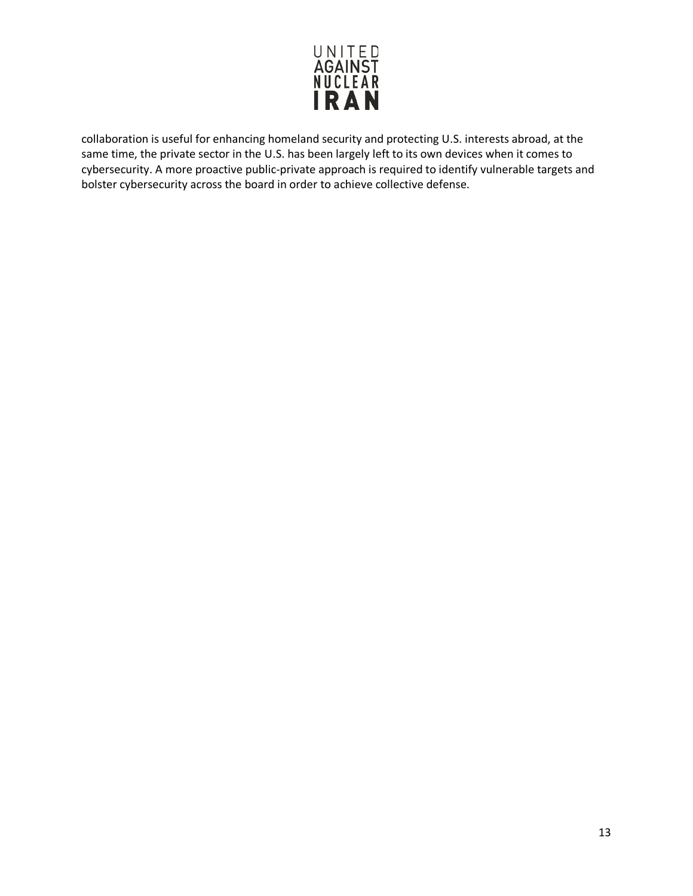collaboration is useful for enhancing homeland security and protecting U.S. interests abroad, at the same time, the private sector in the U.S. has been largely left to its own devices when it comes to cybersecurity. A more proactive public-private approach is required to identify vulnerable targets and bolster cybersecurity across the board in order to achieve collective defense.